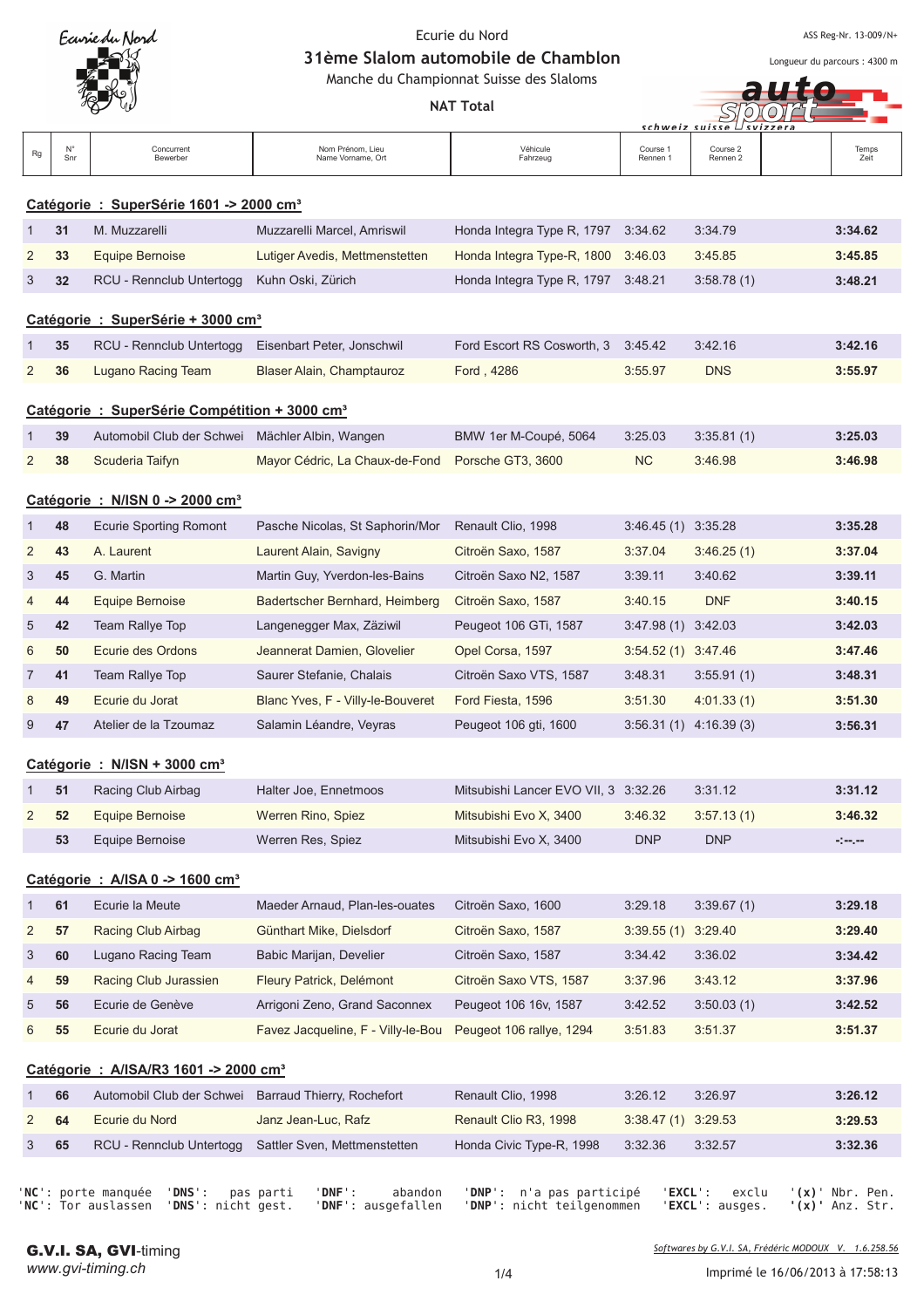Ecurie du Nord

# 31ème Slalom automobile de Chamblon

Manche du Championnat Suisse des Slaloms

**NAT Total**

ASS Reg-Nr. 13-009/N+

Longueur du parcours : 4300 m

| Rg | N° Snr | Concurrent Bewerber | Nom Prénom, Lieu Name Vorname, Ort | Véhicule Fahrzeug | Course 1 Rennen 1 | Course 2 Rennen 2 | | Temps Zeit |
|---|---|---|---|---|---|---|---|---|
| **Catégorie : SuperSérie 1601 -> 2000 cm³** | | | | | | | | |
| 1 | **31** | M. Muzzarelli | Muzzarelli Marcel, Amriswil | Honda Integra Type R, 1797 | 3:34.62 | 3:34.79 | | **3:34.62** |
| 2 | **33** | Equipe Bernoise | Lutiger Avedis, Mettmenstetten | Honda Integra Type-R, 1800 | 3:46.03 | 3:45.85 | | **3:45.85** |
| 3 | **32** | RCU - Rennclub Untertogg | Kuhn Oski, Zürich | Honda Integra Type R, 1797 | 3:48.21 | 3:58.78 (1) | | **3:48.21** |
| **Catégorie : SuperSérie + 3000 cm³** | | | | | | | | |
| 1 | **35** | RCU - Rennclub Untertogg | Eisenbart Peter, Jonschwil | Ford Escort RS Cosworth, 3 | 3:45.42 | 3:42.16 | | **3:42.16** |
| 2 | **36** | Lugano Racing Team | Blaser Alain, Champtauroz | Ford , 4286 | 3:55.97 | DNS | | **3:55.97** |
| **Catégorie : SuperSérie Compétition + 3000 cm³** | | | | | | | | |
| 1 | **39** | Automobil Club der Schwei | Mächler Albin, Wangen | BMW 1er M-Coupé, 5064 | 3:25.03 | 3:35.81 (1) | | **3:25.03** |
| 2 | **38** | Scuderia Taifyn | Mayor Cédric, La Chaux-de-Fond | Porsche GT3, 3600 | NC | 3:46.98 | | **3:46.98** |
| **Catégorie : N/ISN 0 -> 2000 cm³** | | | | | | | | |
| 1 | **48** | Ecurie Sporting Romont | Pasche Nicolas, St Saphorin/Mor | Renault Clio, 1998 | 3:46.45 (1) | 3:35.28 | | **3:35.28** |
| 2 | **43** | A. Laurent | Laurent Alain, Savigny | Citroën Saxo, 1587 | 3:37.04 | 3:46.25 (1) | | **3:37.04** |
| 3 | **45** | G. Martin | Martin Guy, Yverdon-les-Bains | Citroën Saxo N2, 1587 | 3:39.11 | 3:40.62 | | **3:39.11** |
| 4 | **44** | Equipe Bernoise | Badertscher Bernhard, Heimberg | Citroën Saxo, 1587 | 3:40.15 | DNF | | **3:40.15** |
| 5 | **42** | Team Rallye Top | Langenegger Max, Zäziwil | Peugeot 106 GTi, 1587 | 3:47.98 (1) | 3:42.03 | | **3:42.03** |
| 6 | **50** | Ecurie des Ordons | Jeannerat Damien, Glovelier | Opel Corsa, 1597 | 3:54.52 (1) | 3:47.46 | | **3:47.46** |
| 7 | **41** | Team Rallye Top | Saurer Stefanie, Chalais | Citroën Saxo VTS, 1587 | 3:48.31 | 3:55.91 (1) | | **3:48.31** |
| 8 | **49** | Ecurie du Jorat | Blanc Yves, F - Villy-le-Bouveret | Ford Fiesta, 1596 | 3:51.30 | 4:01.33 (1) | | **3:51.30** |
| 9 | **47** | Atelier de la Tzoumaz | Salamin Léandre, Veyras | Peugeot 106 gti, 1600 | 3:56.31 (1) | 4:16.39 (3) | | **3:56.31** |
| **Catégorie : N/ISN + 3000 cm³** | | | | | | | | |
| 1 | **51** | Racing Club Airbag | Halter Joe, Ennetmoos | Mitsubishi Lancer EVO VII, 3 | 3:32.26 | 3:31.12 | | **3:31.12** |
| 2 | **52** | Equipe Bernoise | Werren Rino, Spiez | Mitsubishi Evo X, 3400 | 3:46.32 | 3:57.13 (1) | | **3:46.32** |
| | **53** | Equipe Bernoise | Werren Res, Spiez | Mitsubishi Evo X, 3400 | DNP | DNP | | **-:--.--** |
| **Catégorie : A/ISA 0 -> 1600 cm³** | | | | | | | | |
| 1 | **61** | Ecurie la Meute | Maeder Arnaud, Plan-les-ouates | Citroën Saxo, 1600 | 3:29.18 | 3:39.67 (1) | | **3:29.18** |
| 2 | **57** | Racing Club Airbag | Günthart Mike, Dielsdorf | Citroën Saxo, 1587 | 3:39.55 (1) | 3:29.40 | | **3:29.40** |
| 3 | **60** | Lugano Racing Team | Babic Marijan, Develier | Citroën Saxo, 1587 | 3:34.42 | 3:36.02 | | **3:34.42** |
| 4 | **59** | Racing Club Jurassien | Fleury Patrick, Delémont | Citroën Saxo VTS, 1587 | 3:37.96 | 3:43.12 | | **3:37.96** |
| 5 | **56** | Ecurie de Genève | Arrigoni Zeno, Grand Saconnex | Peugeot 106 16v, 1587 | 3:42.52 | 3:50.03 (1) | | **3:42.52** |
| 6 | **55** | Ecurie du Jorat | Favez Jacqueline, F - Villy-le-Bou | Peugeot 106 rallye, 1294 | 3:51.83 | 3:51.37 | | **3:51.37** |
| **Catégorie : A/ISA/R3 1601 -> 2000 cm³** | | | | | | | | |
| 1 | **66** | Automobil Club der Schwei | Barraud Thierry, Rochefort | Renault Clio, 1998 | 3:26.12 | 3:26.97 | | **3:26.12** |
| 2 | **64** | Ecurie du Nord | Janz Jean-Luc, Rafz | Renault Clio R3, 1998 | 3:38.47 (1) | 3:29.53 | | **3:29.53** |
| 3 | **65** | RCU - Rennclub Untertogg | Sattler Sven, Mettmenstetten | Honda Civic Type-R, 1998 | 3:32.36 | 3:32.57 | | **3:32.36** |

```
'NC': porte manquée  'DNS':  pas parti   'DNF':     abandon   'DNP':  n'a pas participé   'EXCL':   exclu    '(x)' Nbr. Pen.
'NC': Tor auslassen  'DNS': nicht gest.  'DNF': ausgefallen   'DNP': nicht teilgenommen   'EXCL': ausges.  '(x)' Anz. Str.
```

**G.V.I. SA, GVI**-timing
*www.gvi-timing.ch*

*Softwares by G.V.I. SA, Frédéric MODOUX V. 1.6.258.56*

Imprimé le 16/06/2013 à 17:58:13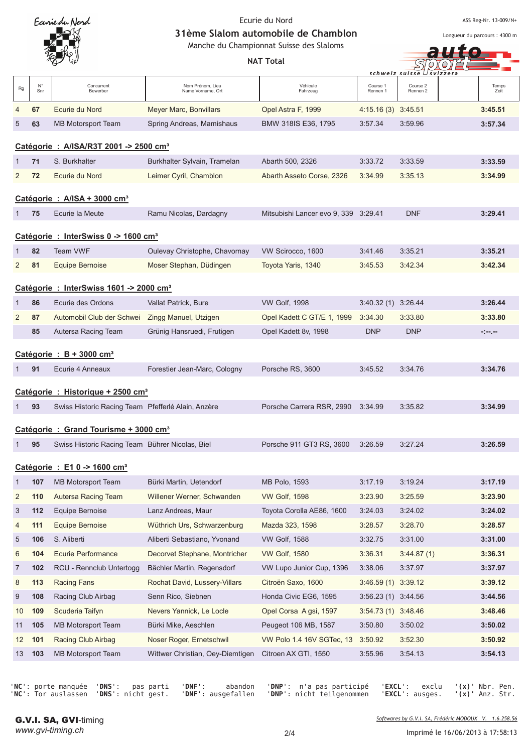Ecurie du Nord

# 31ème Slalom automobile de Chamblon

Manche du Championnat Suisse des Slaloms

**NAT Total**

ASS Reg-Nr. 13-009/N+

Longueur du parcours : 4300 m

| Rg | N° Snr | Concurrent Bewerber | Nom Prénom, Lieu Name Vorname, Ort | Véhicule Fahrzeug | Course 1 Rennen 1 | Course 2 Rennen 2 | Temps Zeit |
|---|---|---|---|---|---|---|---|
| 4 | **67** | Ecurie du Nord | Meyer Marc, Bonvillars | Opel Astra F, 1999 | 4:15.16 (3) | 3:45.51 | **3:45.51** |
| 5 | **63** | MB Motorsport Team | Spring Andreas, Mamishaus | BMW 318IS E36, 1795 | 3:57.34 | 3:59.96 | **3:57.34** |
| | | **Catégorie : A/ISA/R3T 2001 -> 2500 cm³** | | | | | |
| 1 | **71** | S. Burkhalter | Burkhalter Sylvain, Tramelan | Abarth 500, 2326 | 3:33.72 | 3:33.59 | **3:33.59** |
| 2 | **72** | Ecurie du Nord | Leimer Cyril, Chamblon | Abarth Asseto Corse, 2326 | 3:34.99 | 3:35.13 | **3:34.99** |
| | | **Catégorie : A/ISA + 3000 cm³** | | | | | |
| 1 | **75** | Ecurie la Meute | Ramu Nicolas, Dardagny | Mitsubishi Lancer evo 9, 339 | 3:29.41 | DNF | **3:29.41** |
| | | **Catégorie : InterSwiss 0 -> 1600 cm³** | | | | | |
| 1 | **82** | Team VWF | Oulevay Christophe, Chavornay | VW Scirocco, 1600 | 3:41.46 | 3:35.21 | **3:35.21** |
| 2 | **81** | Equipe Bernoise | Moser Stephan, Düdingen | Toyota Yaris, 1340 | 3:45.53 | 3:42.34 | **3:42.34** |
| | | **Catégorie : InterSwiss 1601 -> 2000 cm³** | | | | | |
| 1 | **86** | Ecurie des Ordons | Vallat Patrick, Bure | VW Golf, 1998 | 3:40.32 (1) | 3:26.44 | **3:26.44** |
| 2 | **87** | Automobil Club der Schwei | Zingg Manuel, Utzigen | Opel Kadett C GT/E 1, 1999 | 3:34.30 | 3:33.80 | **3:33.80** |
| | **85** | Autersa Racing Team | Grünig Hansruedi, Frutigen | Opel Kadett 8v, 1998 | DNP | DNP | **-:--.--** |
| | | **Catégorie : B + 3000 cm³** | | | | | |
| 1 | **91** | Ecurie 4 Anneaux | Forestier Jean-Marc, Cologny | Porsche RS, 3600 | 3:45.52 | 3:34.76 | **3:34.76** |
| | | **Catégorie : Historique + 2500 cm³** | | | | | |
| 1 | **93** | Swiss Historic Racing Team | Pfefferlé Alain, Anzère | Porsche Carrera RSR, 2990 | 3:34.99 | 3:35.82 | **3:34.99** |
| | | **Catégorie : Grand Tourisme + 3000 cm³** | | | | | |
| 1 | **95** | Swiss Historic Racing Team | Bührer Nicolas, Biel | Porsche 911 GT3 RS, 3600 | 3:26.59 | 3:27.24 | **3:26.59** |
| | | **Catégorie : E1 0 -> 1600 cm³** | | | | | |
| 1 | **107** | MB Motorsport Team | Bürki Martin, Uetendorf | MB Polo, 1593 | 3:17.19 | 3:19.24 | **3:17.19** |
| 2 | **110** | Autersa Racing Team | Willener Werner, Schwanden | VW Golf, 1598 | 3:23.90 | 3:25.59 | **3:23.90** |
| 3 | **112** | Equipe Bernoise | Lanz Andreas, Maur | Toyota Corolla AE86, 1600 | 3:24.03 | 3:24.02 | **3:24.02** |
| 4 | **111** | Equipe Bernoise | Wüthrich Urs, Schwarzenburg | Mazda 323, 1598 | 3:28.57 | 3:28.70 | **3:28.57** |
| 5 | **106** | S. Aliberti | Aliberti Sebastiano, Yvonand | VW Golf, 1588 | 3:32.75 | 3:31.00 | **3:31.00** |
| 6 | **104** | Ecurie Performance | Decorvet Stephane, Montricher | VW Golf, 1580 | 3:36.31 | 3:44.87 (1) | **3:36.31** |
| 7 | **102** | RCU - Rennclub Untertogg | Bächler Martin, Regensdorf | VW Lupo Junior Cup, 1396 | 3:38.06 | 3:37.97 | **3:37.97** |
| 8 | **113** | Racing Fans | Rochat David, Lussery-Villars | Citroën Saxo, 1600 | 3:46.59 (1) | 3:39.12 | **3:39.12** |
| 9 | **108** | Racing Club Airbag | Senn Rico, Siebnen | Honda Civic EG6, 1595 | 3:56.23 (1) | 3:44.56 | **3:44.56** |
| 10 | **109** | Scuderia Taifyn | Nevers Yannick, Le Locle | Opel Corsa A gsi, 1597 | 3:54.73 (1) | 3:48.46 | **3:48.46** |
| 11 | **105** | MB Motorsport Team | Bürki Mike, Aeschlen | Peugeot 106 MB, 1587 | 3:50.80 | 3:50.02 | **3:50.02** |
| 12 | **101** | Racing Club Airbag | Noser Roger, Ernetschwil | VW Polo 1.4 16V SGTec, 13 | 3:50.92 | 3:52.30 | **3:50.92** |
| 13 | **103** | MB Motorsport Team | Wittwer Christian, Oey-Diemtigen | Citroen AX GTI, 1550 | 3:55.96 | 3:54.13 | **3:54.13** |

'**NC**': porte manquée / Tor auslassen — '**DNS**': pas parti / nicht gest. — '**DNF**': abandon / ausgefallen — '**DNP**': n'a pas participé / nicht teilgenommen — '**EXCL**': exclu / ausges. — '**(x)**' Nbr. Pen. / Anz. Str.

**G.V.I. SA, GVI**-timing
*www.gvi-timing.ch*

*Softwares by G.V.I. SA, Frédéric MODOUX V. 1.6.258.56*

Imprimé le 16/06/2013 à 17:58:13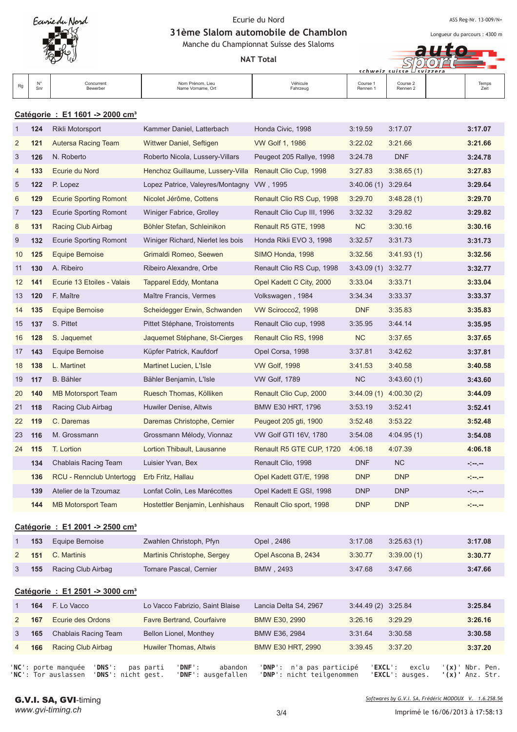Ecurie du Nord

# 31ème Slalom automobile de Chamblon

Manche du Championnat Suisse des Slaloms

**NAT Total**

ASS Reg-Nr. 13-009/N+

Longueur du parcours : 4300 m

## Catégorie : E1 1601 -> 2000 cm³

| Rg | N° Snr | Concurrent Bewerber | Nom Prénom, Lieu Name Vorname, Ort | Véhicule Fahrzeug | Course 1 Rennen 1 | Course 2 Rennen 2 | Temps Zeit |
|---|---|---|---|---|---|---|---|
| 1 | **124** | Rikli Motorsport | Kammer Daniel, Latterbach | Honda Civic, 1998 | 3:19.59 | 3:17.07 | **3:17.07** |
| 2 | **121** | Autersa Racing Team | Wittwer Daniel, Seftigen | VW Golf 1, 1986 | 3:22.02 | 3:21.66 | **3:21.66** |
| 3 | **126** | N. Roberto | Roberto Nicola, Lussery-Villars | Peugeot 205 Rallye, 1998 | 3:24.78 | DNF | **3:24.78** |
| 4 | **133** | Ecurie du Nord | Henchoz Guillaume, Lussery-Villa | Renault Clio Cup, 1998 | 3:27.83 | 3:38.65 (1) | **3:27.83** |
| 5 | **122** | P. Lopez | Lopez Patrice, Valeyres/Montagny | VW , 1995 | 3:40.06 (1) | 3:29.64 | **3:29.64** |
| 6 | **129** | Ecurie Sporting Romont | Nicolet Jérôme, Cottens | Renault Clio RS Cup, 1998 | 3:29.70 | 3:48.28 (1) | **3:29.70** |
| 7 | **123** | Ecurie Sporting Romont | Winiger Fabrice, Grolley | Renault Clio Cup III, 1996 | 3:32.32 | 3:29.82 | **3:29.82** |
| 8 | **131** | Racing Club Airbag | Böhler Stefan, Schleinikon | Renault R5 GTE, 1998 | NC | 3:30.16 | **3:30.16** |
| 9 | **132** | Ecurie Sporting Romont | Winiger Richard, Nierlet les bois | Honda Rikli EVO 3, 1998 | 3:32.57 | 3:31.73 | **3:31.73** |
| 10 | **125** | Equipe Bernoise | Grimaldi Romeo, Seewen | SIMO Honda, 1998 | 3:32.56 | 3:41.93 (1) | **3:32.56** |
| 11 | **130** | A. Ribeiro | Ribeiro Alexandre, Orbe | Renault Clio RS Cup, 1998 | 3:43.09 (1) | 3:32.77 | **3:32.77** |
| 12 | **141** | Ecurie 13 Etoiles - Valais | Tapparel Eddy, Montana | Opel Kadett C City, 2000 | 3:33.04 | 3:33.71 | **3:33.04** |
| 13 | **120** | F. Maître | Maître Francis, Vermes | Volkswagen , 1984 | 3:34.34 | 3:33.37 | **3:33.37** |
| 14 | **135** | Equipe Bernoise | Scheidegger Erwin, Schwanden | VW Scirocco2, 1998 | DNF | 3:35.83 | **3:35.83** |
| 15 | **137** | S. Pittet | Pittet Stéphane, Troistorrents | Renault Clio cup, 1998 | 3:35.95 | 3:44.14 | **3:35.95** |
| 16 | **128** | S. Jaquemet | Jaquemet Stéphane, St-Cierges | Renault Clio RS, 1998 | NC | 3:37.65 | **3:37.65** |
| 17 | **143** | Equipe Bernoise | Küpfer Patrick, Kaufdorf | Opel Corsa, 1998 | 3:37.81 | 3:42.62 | **3:37.81** |
| 18 | **138** | L. Martinet | Martinet Lucien, L'Isle | VW Golf, 1998 | 3:41.53 | 3:40.58 | **3:40.58** |
| 19 | **117** | B. Bähler | Bähler Benjamin, L'Isle | VW Golf, 1789 | NC | 3:43.60 (1) | **3:43.60** |
| 20 | **140** | MB Motorsport Team | Ruesch Thomas, Kölliken | Renault Clio Cup, 2000 | 3:44.09 (1) | 4:00.30 (2) | **3:44.09** |
| 21 | **118** | Racing Club Airbag | Huwiler Denise, Altwis | BMW E30 HRT, 1796 | 3:53.19 | 3:52.41 | **3:52.41** |
| 22 | **119** | C. Daremas | Daremas Christophe, Cernier | Peugeot 205 gti, 1900 | 3:52.48 | 3:53.22 | **3:52.48** |
| 23 | **116** | M. Grossmann | Grossmann Mélody, Vionnaz | VW Golf GTI 16V, 1780 | 3:54.08 | 4:04.95 (1) | **3:54.08** |
| 24 | **115** | T. Lortion | Lortion Thibault, Lausanne | Renault R5 GTE CUP, 1720 | 4:06.18 | 4:07.39 | **4:06.18** |
| | **134** | Chablais Racing Team | Luisier Yvan, Bex | Renault Clio, 1998 | DNF | NC | **-:--.--** |
| | **136** | RCU - Rennclub Untertogg | Erb Fritz, Hallau | Opel Kadett GT/E, 1998 | DNP | DNP | **-:--.--** |
| | **139** | Atelier de la Tzoumaz | Lonfat Colin, Les Marécottes | Opel Kadett E GSI, 1998 | DNP | DNP | **-:--.--** |
| | **144** | MB Motorsport Team | Hostettler Benjamin, Lenhishaus | Renault Clio sport, 1998 | DNP | DNP | **-:--.--** |

## Catégorie : E1 2001 -> 2500 cm³

| Rg | N° Snr | Concurrent Bewerber | Nom Prénom, Lieu Name Vorname, Ort | Véhicule Fahrzeug | Course 1 Rennen 1 | Course 2 Rennen 2 | Temps Zeit |
|---|---|---|---|---|---|---|---|
| 1 | **153** | Equipe Bernoise | Zwahlen Christoph, Pfyn | Opel , 2486 | 3:17.08 | 3:25.63 (1) | **3:17.08** |
| 2 | **151** | C. Martinis | Martinis Christophe, Sergey | Opel Ascona B, 2434 | 3:30.77 | 3:39.00 (1) | **3:30.77** |
| 3 | **155** | Racing Club Airbag | Tornare Pascal, Cernier | BMW , 2493 | 3:47.68 | 3:47.66 | **3:47.66** |

## Catégorie : E1 2501 -> 3000 cm³

| Rg | N° Snr | Concurrent Bewerber | Nom Prénom, Lieu Name Vorname, Ort | Véhicule Fahrzeug | Course 1 Rennen 1 | Course 2 Rennen 2 | Temps Zeit |
|---|---|---|---|---|---|---|---|
| 1 | **164** | F. Lo Vacco | Lo Vacco Fabrizio, Saint Blaise | Lancia Delta S4, 2967 | 3:44.49 (2) | 3:25.84 | **3:25.84** |
| 2 | **167** | Ecurie des Ordons | Favre Bertrand, Courfaivre | BMW E30, 2990 | 3:26.16 | 3:29.29 | **3:26.16** |
| 3 | **165** | Chablais Racing Team | Bellon Lionel, Monthey | BMW E36, 2984 | 3:31.64 | 3:30.58 | **3:30.58** |
| 4 | **166** | Racing Club Airbag | Huwiler Thomas, Altwis | BMW E30 HRT, 2990 | 3:39.45 | 3:37.20 | **3:37.20** |

'NC': porte manquée / 'NC': Tor auslassen — 'DNS': pas parti / 'DNS': nicht gest. — 'DNF': abandon / 'DNF': ausgefallen — 'DNP': n'a pas participé / 'DNP': nicht teilgenommen — 'EXCL': exclu / 'EXCL': ausges. — '(x)' Nbr. Pen. / '(x)' Anz. Str.

G.V.I. SA, GVI-timing
www.gvi-timing.ch

Softwares by G.V.I. SA, Frédéric MODOUX V. 1.6.258.56

Imprimé le 16/06/2013 à 17:58:13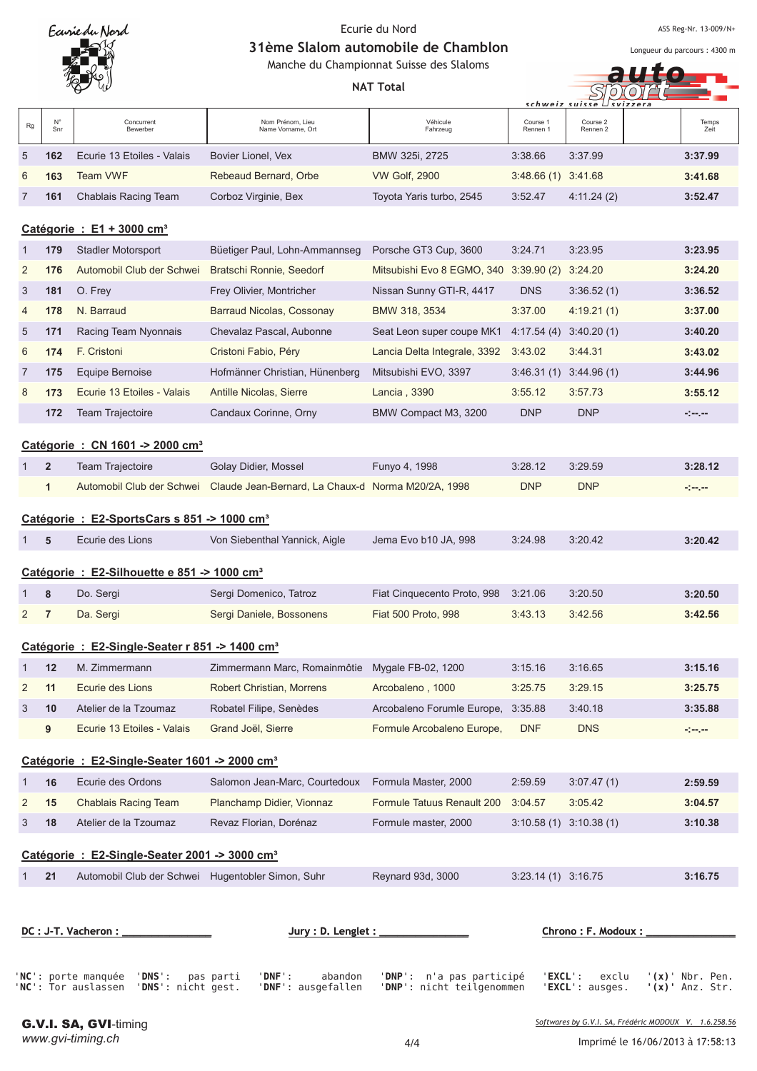Ecurie du Nord

## 31ème Slalom automobile de Chamblon

Manche du Championnat Suisse des Slaloms

**NAT Total**

ASS Reg-Nr. 13-009/N+

Longueur du parcours : 4300 m

| Rg | N° Snr | Concurrent Bewerber | Nom Prénom, Lieu Name Vorname, Ort | Véhicule Fahrzeug | Course 1 Rennen 1 | Course 2 Rennen 2 | Temps Zeit |
|---|---|---|---|---|---|---|---|
| 5 | 162 | Ecurie 13 Etoiles - Valais | Bovier Lionel, Vex | BMW 325i, 2725 | 3:38.66 | 3:37.99 | **3:37.99** |
| 6 | 163 | Team VWF | Rebeaud Bernard, Orbe | VW Golf, 2900 | 3:48.66 (1) | 3:41.68 | **3:41.68** |
| 7 | 161 | Chablais Racing Team | Corboz Virginie, Bex | Toyota Yaris turbo, 2545 | 3:52.47 | 4:11.24 (2) | **3:52.47** |

### Catégorie : E1 + 3000 cm³

| Rg | N° Snr | Concurrent Bewerber | Nom Prénom, Lieu Name Vorname, Ort | Véhicule Fahrzeug | Course 1 Rennen 1 | Course 2 Rennen 2 | Temps Zeit |
|---|---|---|---|---|---|---|---|
| 1 | 179 | Stadler Motorsport | Büetiger Paul, Lohn-Ammannseg | Porsche GT3 Cup, 3600 | 3:24.71 | 3:23.95 | **3:23.95** |
| 2 | 176 | Automobil Club der Schwei | Bratschi Ronnie, Seedorf | Mitsubishi Evo 8 EGMO, 340 | 3:39.90 (2) | 3:24.20 | **3:24.20** |
| 3 | 181 | O. Frey | Frey Olivier, Montricher | Nissan Sunny GTI-R, 4417 | DNS | 3:36.52 (1) | **3:36.52** |
| 4 | 178 | N. Barraud | Barraud Nicolas, Cossonay | BMW 318, 3534 | 3:37.00 | 4:19.21 (1) | **3:37.00** |
| 5 | 171 | Racing Team Nyonnais | Chevalaz Pascal, Aubonne | Seat Leon super coupe MK1 | 4:17.54 (4) | 3:40.20 (1) | **3:40.20** |
| 6 | 174 | F. Cristoni | Cristoni Fabio, Péry | Lancia Delta Integrale, 3392 | 3:43.02 | 3:44.31 | **3:43.02** |
| 7 | 175 | Equipe Bernoise | Hofmänner Christian, Hünenberg | Mitsubishi EVO, 3397 | 3:46.31 (1) | 3:44.96 (1) | **3:44.96** |
| 8 | 173 | Ecurie 13 Etoiles - Valais | Antille Nicolas, Sierre | Lancia , 3390 | 3:55.12 | 3:57.73 | **3:55.12** |
| | 172 | Team Trajectoire | Candaux Corinne, Orny | BMW Compact M3, 3200 | DNP | DNP | -:--.-- |

### Catégorie : CN 1601 -> 2000 cm³

| Rg | N° Snr | Concurrent Bewerber | Nom Prénom, Lieu Name Vorname, Ort | Véhicule Fahrzeug | Course 1 Rennen 1 | Course 2 Rennen 2 | Temps Zeit |
|---|---|---|---|---|---|---|---|
| 1 | 2 | Team Trajectoire | Golay Didier, Mossel | Funyo 4, 1998 | 3:28.12 | 3:29.59 | **3:28.12** |
| | 1 | Automobil Club der Schwei | Claude Jean-Bernard, La Chaux-d | Norma M20/2A, 1998 | DNP | DNP | -:--.-- |

### Catégorie : E2-SportsCars s 851 -> 1000 cm³

| Rg | N° Snr | Concurrent Bewerber | Nom Prénom, Lieu Name Vorname, Ort | Véhicule Fahrzeug | Course 1 Rennen 1 | Course 2 Rennen 2 | Temps Zeit |
|---|---|---|---|---|---|---|---|
| 1 | 5 | Ecurie des Lions | Von Siebenthal Yannick, Aigle | Jema Evo b10 JA, 998 | 3:24.98 | 3:20.42 | **3:20.42** |

### Catégorie : E2-Silhouette e 851 -> 1000 cm³

| Rg | N° Snr | Concurrent Bewerber | Nom Prénom, Lieu Name Vorname, Ort | Véhicule Fahrzeug | Course 1 Rennen 1 | Course 2 Rennen 2 | Temps Zeit |
|---|---|---|---|---|---|---|---|
| 1 | 8 | Do. Sergi | Sergi Domenico, Tatroz | Fiat Cinquecento Proto, 998 | 3:21.06 | 3:20.50 | **3:20.50** |
| 2 | 7 | Da. Sergi | Sergi Daniele, Bossonens | Fiat 500 Proto, 998 | 3:43.13 | 3:42.56 | **3:42.56** |

### Catégorie : E2-Single-Seater r 851 -> 1400 cm³

| Rg | N° Snr | Concurrent Bewerber | Nom Prénom, Lieu Name Vorname, Ort | Véhicule Fahrzeug | Course 1 Rennen 1 | Course 2 Rennen 2 | Temps Zeit |
|---|---|---|---|---|---|---|---|
| 1 | 12 | M. Zimmermann | Zimmermann Marc, Romainmôtie | Mygale FB-02, 1200 | 3:15.16 | 3:16.65 | **3:15.16** |
| 2 | 11 | Ecurie des Lions | Robert Christian, Morrens | Arcobaleno , 1000 | 3:25.75 | 3:29.15 | **3:25.75** |
| 3 | 10 | Atelier de la Tzoumaz | Robatel Filipe, Senèdes | Arcobaleno Forumle Europe, | 3:35.88 | 3:40.18 | **3:35.88** |
| | 9 | Ecurie 13 Etoiles - Valais | Grand Joël, Sierre | Formule Arcobaleno Europe, | DNF | DNS | -:--.-- |

### Catégorie : E2-Single-Seater 1601 -> 2000 cm³

| Rg | N° Snr | Concurrent Bewerber | Nom Prénom, Lieu Name Vorname, Ort | Véhicule Fahrzeug | Course 1 Rennen 1 | Course 2 Rennen 2 | Temps Zeit |
|---|---|---|---|---|---|---|---|
| 1 | 16 | Ecurie des Ordons | Salomon Jean-Marc, Courtedoux | Formula Master, 2000 | 2:59.59 | 3:07.47 (1) | **2:59.59** |
| 2 | 15 | Chablais Racing Team | Planchamp Didier, Vionnaz | Formule Tatuus Renault 200 | 3:04.57 | 3:05.42 | **3:04.57** |
| 3 | 18 | Atelier de la Tzoumaz | Revaz Florian, Dorénaz | Formule master, 2000 | 3:10.58 (1) | 3:10.38 (1) | **3:10.38** |

### Catégorie : E2-Single-Seater 2001 -> 3000 cm³

| Rg | N° Snr | Concurrent Bewerber | Nom Prénom, Lieu Name Vorname, Ort | Véhicule Fahrzeug | Course 1 Rennen 1 | Course 2 Rennen 2 | Temps Zeit |
|---|---|---|---|---|---|---|---|
| 1 | 21 | Automobil Club der Schwei | Hugentobler Simon, Suhr | Reynard 93d, 3000 | 3:23.14 (1) | 3:16.75 | **3:16.75** |

**DC : J-T. Vacheron :** _______________   **Jury : D. Lenglet :** _______________   **Chrono : F. Modoux :** _______________

'NC': porte manquée — 'NC': Tor auslassen
'DNS': pas parti — 'DNS': nicht gest.
'DNF': abandon — 'DNF': ausgefallen
'DNP': n'a pas participé — 'DNP': nicht teilgenommen
'EXCL': exclu — 'EXCL': ausges.
'(x)' Nbr. Pen. — '(x)' Anz. Str.

G.V.I. SA, GVI-timing
www.gvi-timing.ch

Softwares by G.V.I. SA, Frédéric MODOUX V. 1.6.258.56

Imprimé le 16/06/2013 à 17:58:13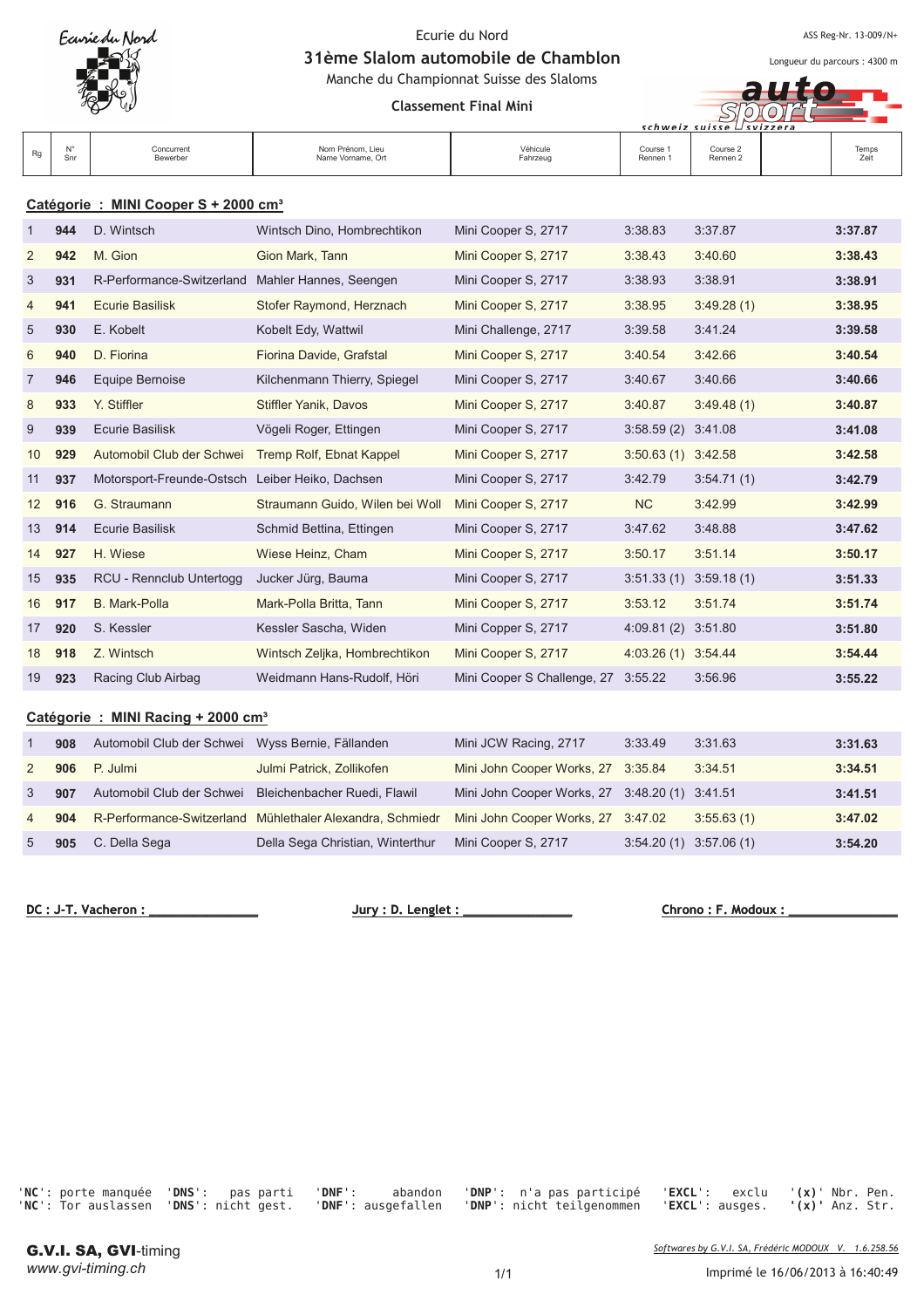Ecurie du Nord

**31ème Slalom automobile de Chamblon**

Manche du Championnat Suisse des Slaloms

ASS Reg-Nr. 13-009/N+

Longueur du parcours : 4300 m

**Classement Final Mini**

| Rg | N° Snr | Concurrent Bewerber | Nom Prénom, Lieu Name Vorname, Ort | Véhicule Fahrzeug | Course 1 Rennen 1 | Course 2 Rennen 2 | | Temps Zeit |
|---|---|---|---|---|---|---|---|---|
| **Catégorie : MINI Cooper S + 2000 cm³** | | | | | | | | |
| 1 | **944** | D. Wintsch | Wintsch Dino, Hombrechtikon | Mini Cooper S, 2717 | 3:38.83 | 3:37.87 | | **3:37.87** |
| 2 | **942** | M. Gion | Gion Mark, Tann | Mini Cooper S, 2717 | 3:38.43 | 3:40.60 | | **3:38.43** |
| 3 | **931** | R-Performance-Switzerland | Mahler Hannes, Seengen | Mini Cooper S, 2717 | 3:38.93 | 3:38.91 | | **3:38.91** |
| 4 | **941** | Ecurie Basilisk | Stofer Raymond, Herznach | Mini Cooper S, 2717 | 3:38.95 | 3:49.28 (1) | | **3:38.95** |
| 5 | **930** | E. Kobelt | Kobelt Edy, Wattwil | Mini Challenge, 2717 | 3:39.58 | 3:41.24 | | **3:39.58** |
| 6 | **940** | D. Fiorina | Fiorina Davide, Grafstal | Mini Cooper S, 2717 | 3:40.54 | 3:42.66 | | **3:40.54** |
| 7 | **946** | Equipe Bernoise | Kilchenmann Thierry, Spiegel | Mini Cooper S, 2717 | 3:40.67 | 3:40.66 | | **3:40.66** |
| 8 | **933** | Y. Stiffler | Stiffler Yanik, Davos | Mini Cooper S, 2717 | 3:40.87 | 3:49.48 (1) | | **3:40.87** |
| 9 | **939** | Ecurie Basilisk | Vögeli Roger, Ettingen | Mini Cooper S, 2717 | 3:58.59 (2) | 3:41.08 | | **3:41.08** |
| 10 | **929** | Automobil Club der Schwei | Tremp Rolf, Ebnat Kappel | Mini Cooper S, 2717 | 3:50.63 (1) | 3:42.58 | | **3:42.58** |
| 11 | **937** | Motorsport-Freunde-Ostsch | Leiber Heiko, Dachsen | Mini Cooper S, 2717 | 3:42.79 | 3:54.71 (1) | | **3:42.79** |
| 12 | **916** | G. Straumann | Straumann Guido, Wilen bei Woll | Mini Cooper S, 2717 | NC | 3:42.99 | | **3:42.99** |
| 13 | **914** | Ecurie Basilisk | Schmid Bettina, Ettingen | Mini Cooper S, 2717 | 3:47.62 | 3:48.88 | | **3:47.62** |
| 14 | **927** | H. Wiese | Wiese Heinz, Cham | Mini Cooper S, 2717 | 3:50.17 | 3:51.14 | | **3:50.17** |
| 15 | **935** | RCU - Rennclub Untertogg | Jucker Jürg, Bauma | Mini Cooper S, 2717 | 3:51.33 (1) | 3:59.18 (1) | | **3:51.33** |
| 16 | **917** | B. Mark-Polla | Mark-Polla Britta, Tann | Mini Cooper S, 2717 | 3:53.12 | 3:51.74 | | **3:51.74** |
| 17 | **920** | S. Kessler | Kessler Sascha, Widen | Mini Copper S, 2717 | 4:09.81 (2) | 3:51.80 | | **3:51.80** |
| 18 | **918** | Z. Wintsch | Wintsch Zeljka, Hombrechtikon | Mini Cooper S, 2717 | 4:03.26 (1) | 3:54.44 | | **3:54.44** |
| 19 | **923** | Racing Club Airbag | Weidmann Hans-Rudolf, Höri | Mini Cooper S Challenge, 27 | 3:55.22 | 3:56.96 | | **3:55.22** |
| **Catégorie : MINI Racing + 2000 cm³** | | | | | | | | |
| 1 | **908** | Automobil Club der Schwei | Wyss Bernie, Fällanden | Mini JCW Racing, 2717 | 3:33.49 | 3:31.63 | | **3:31.63** |
| 2 | **906** | P. Julmi | Julmi Patrick, Zollikofen | Mini John Cooper Works, 27 | 3:35.84 | 3:34.51 | | **3:34.51** |
| 3 | **907** | Automobil Club der Schwei | Bleichenbacher Ruedi, Flawil | Mini John Cooper Works, 27 | 3:48.20 (1) | 3:41.51 | | **3:41.51** |
| 4 | **904** | R-Performance-Switzerland | Mühlethaler Alexandra, Schmiedr | Mini John Cooper Works, 27 | 3:47.02 | 3:55.63 (1) | | **3:47.02** |
| 5 | **905** | C. Della Sega | Della Sega Christian, Winterthur | Mini Cooper S, 2717 | 3:54.20 (1) | 3:57.06 (1) | | **3:54.20** |

**DC : J-T. Vacheron : ______________** **Jury : D. Lenglet : ______________** **Chrono : F. Modoux : ______________**

'**NC**': porte manquée '**NC**': Tor auslassen '**DNS**': pas parti '**DNS**': nicht gest. '**DNF**': abandon '**DNF**': ausgefallen '**DNP**': n'a pas participé '**DNP**': nicht teilgenommen '**EXCL**': exclu '**EXCL**': ausges. '**(x)**' Nbr. Pen. '**(x)**' Anz. Str.

**G.V.I. SA, GVI**-timing
www.gvi-timing.ch

Softwares by G.V.I. SA, Frédéric MODOUX V. 1.6.258.56

Imprimé le 16/06/2013 à 16:40:49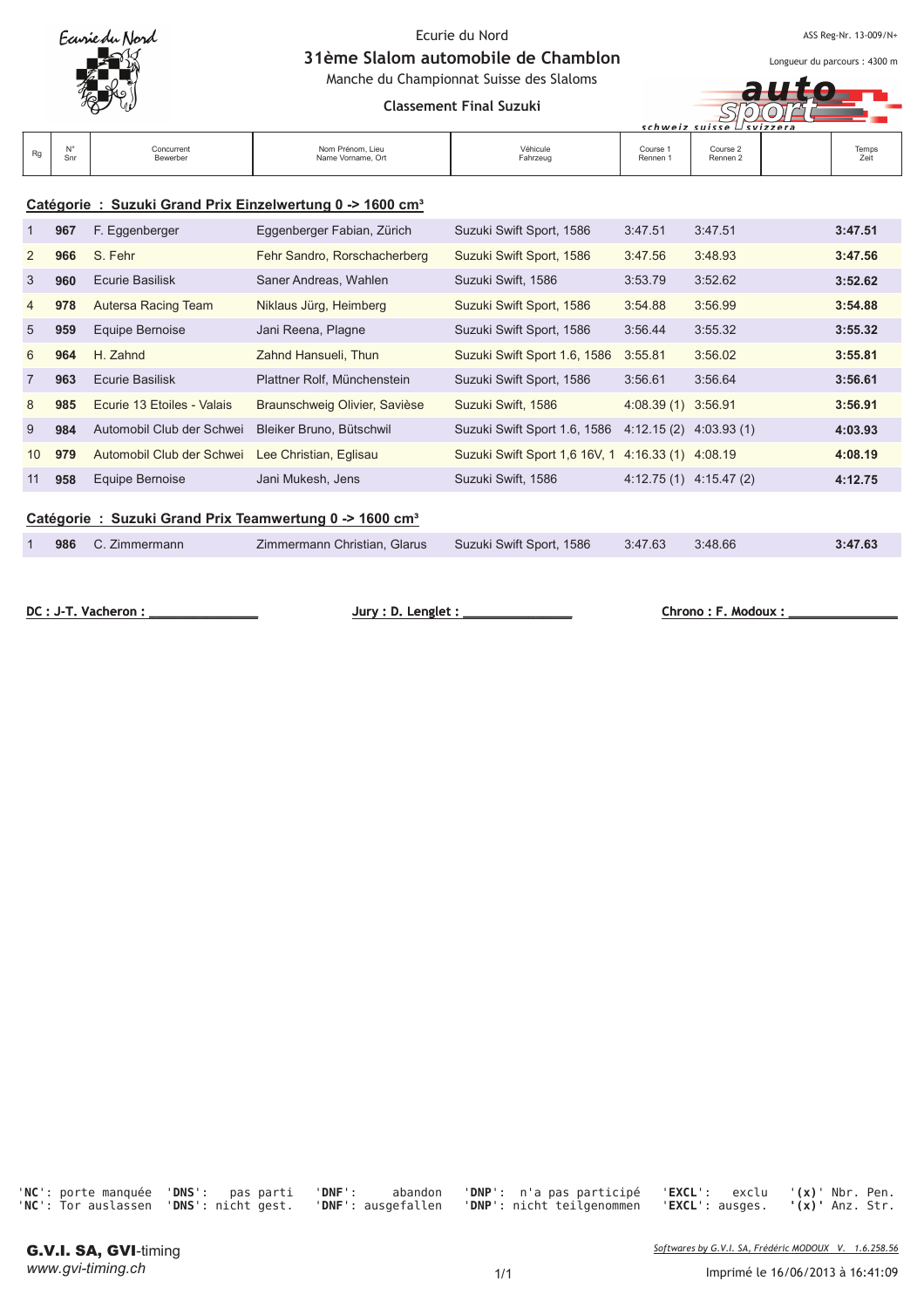Ecurie du Nord

# 31ème Slalom automobile de Chamblon

Manche du Championnat Suisse des Slaloms

ASS Reg-Nr. 13-009/N+

Longueur du parcours : 4300 m

## Classement Final Suzuki

| Rg | N° Snr | Concurrent Bewerber | Nom Prénom, Lieu Name Vorname, Ort | Véhicule Fahrzeug | Course 1 Rennen 1 | Course 2 Rennen 2 | | Temps Zeit |
|---|---|---|---|---|---|---|---|---|

### Catégorie : Suzuki Grand Prix Einzelwertung 0 -> 1600 cm³

| Rg | N° Snr | Concurrent Bewerber | Nom Prénom, Lieu Name Vorname, Ort | Véhicule Fahrzeug | Course 1 Rennen 1 | Course 2 Rennen 2 | | Temps Zeit |
|---|---|---|---|---|---|---|---|---|
| 1 | **967** | F. Eggenberger | Eggenberger Fabian, Zürich | Suzuki Swift Sport, 1586 | 3:47.51 | 3:47.51 | | **3:47.51** |
| 2 | **966** | S. Fehr | Fehr Sandro, Rorschacherberg | Suzuki Swift Sport, 1586 | 3:47.56 | 3:48.93 | | **3:47.56** |
| 3 | **960** | Ecurie Basilisk | Saner Andreas, Wahlen | Suzuki Swift, 1586 | 3:53.79 | 3:52.62 | | **3:52.62** |
| 4 | **978** | Autersa Racing Team | Niklaus Jürg, Heimberg | Suzuki Swift Sport, 1586 | 3:54.88 | 3:56.99 | | **3:54.88** |
| 5 | **959** | Equipe Bernoise | Jani Reena, Plagne | Suzuki Swift Sport, 1586 | 3:56.44 | 3:55.32 | | **3:55.32** |
| 6 | **964** | H. Zahnd | Zahnd Hansueli, Thun | Suzuki Swift Sport 1.6, 1586 | 3:55.81 | 3:56.02 | | **3:55.81** |
| 7 | **963** | Ecurie Basilisk | Plattner Rolf, Münchenstein | Suzuki Swift Sport, 1586 | 3:56.61 | 3:56.64 | | **3:56.61** |
| 8 | **985** | Ecurie 13 Etoiles - Valais | Braunschweig Olivier, Savièse | Suzuki Swift, 1586 | 4:08.39 (1) | 3:56.91 | | **3:56.91** |
| 9 | **984** | Automobil Club der Schwei | Bleiker Bruno, Bütschwil | Suzuki Swift Sport 1.6, 1586 | 4:12.15 (2) | 4:03.93 (1) | | **4:03.93** |
| 10 | **979** | Automobil Club der Schwei | Lee Christian, Eglisau | Suzuki Swift Sport 1,6 16V, 1 | 4:16.33 (1) | 4:08.19 | | **4:08.19** |
| 11 | **958** | Equipe Bernoise | Jani Mukesh, Jens | Suzuki Swift, 1586 | 4:12.75 (1) | 4:15.47 (2) | | **4:12.75** |

### Catégorie : Suzuki Grand Prix Teamwertung 0 -> 1600 cm³

| Rg | N° Snr | Concurrent Bewerber | Nom Prénom, Lieu Name Vorname, Ort | Véhicule Fahrzeug | Course 1 Rennen 1 | Course 2 Rennen 2 | | Temps Zeit |
|---|---|---|---|---|---|---|---|---|
| 1 | **986** | C. Zimmermann | Zimmermann Christian, Glarus | Suzuki Swift Sport, 1586 | 3:47.63 | 3:48.66 | | **3:47.63** |

**DC : J-T. Vacheron : _______________** **Jury : D. Lenglet : _______________** **Chrono : F. Modoux : _______________**

'**NC**': porte manquée '**DNS**': pas parti '**DNF**': abandon '**DNP**': n'a pas participé '**EXCL**': exclu '**(x)**' Nbr. Pen.
'**NC**': Tor auslassen '**DNS**': nicht gest. '**DNF**': ausgefallen '**DNP**': nicht teilgenommen '**EXCL**': ausges. '**(x)**' Anz. Str.

**G.V.I. SA, GVI**-timing
*www.gvi-timing.ch*

*Softwares by G.V.I. SA, Frédéric MODOUX V. 1.6.258.56*

Imprimé le 16/06/2013 à 16:41:09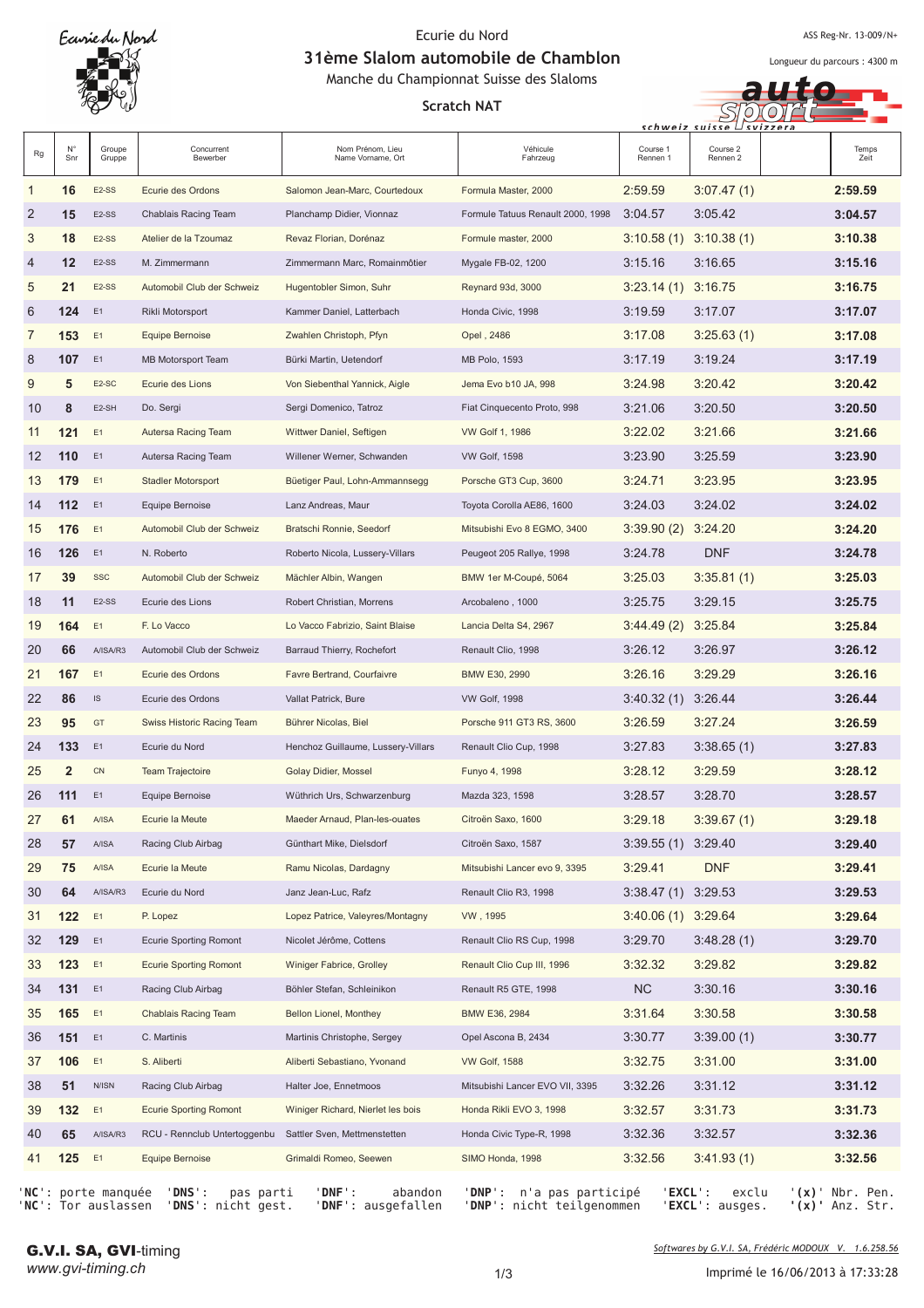Ecurie du Nord

ASS Reg-Nr. 13-009/N+

# 31ème Slalom automobile de Chamblon

Manche du Championnat Suisse des Slaloms

Longueur du parcours : 4300 m

## Scratch NAT

| Rg | N° Snr | Groupe Gruppe | Concurrent Bewerber | Nom Prénom, Lieu Name Vorname, Ort | Véhicule Fahrzeug | Course 1 Rennen 1 | Course 2 Rennen 2 | Temps Zeit |
|---|---|---|---|---|---|---|---|---|
| 1 | 16 | E2-SS | Ecurie des Ordons | Salomon Jean-Marc, Courtedoux | Formula Master, 2000 | 2:59.59 | 3:07.47 (1) | 2:59.59 |
| 2 | 15 | E2-SS | Chablais Racing Team | Planchamp Didier, Vionnaz | Formule Tatuus Renault 2000, 1998 | 3:04.57 | 3:05.42 | 3:04.57 |
| 3 | 18 | E2-SS | Atelier de la Tzoumaz | Revaz Florian, Dorénaz | Formule master, 2000 | 3:10.58 (1) | 3:10.38 (1) | 3:10.38 |
| 4 | 12 | E2-SS | M. Zimmermann | Zimmermann Marc, Romainmôtier | Mygale FB-02, 1200 | 3:15.16 | 3:16.65 | 3:15.16 |
| 5 | 21 | E2-SS | Automobil Club der Schweiz | Hugentobler Simon, Suhr | Reynard 93d, 3000 | 3:23.14 (1) | 3:16.75 | 3:16.75 |
| 6 | 124 | E1 | Rikli Motorsport | Kammer Daniel, Latterbach | Honda Civic, 1998 | 3:19.59 | 3:17.07 | 3:17.07 |
| 7 | 153 | E1 | Equipe Bernoise | Zwahlen Christoph, Pfyn | Opel , 2486 | 3:17.08 | 3:25.63 (1) | 3:17.08 |
| 8 | 107 | E1 | MB Motorsport Team | Bürki Martin, Uetendorf | MB Polo, 1593 | 3:17.19 | 3:19.24 | 3:17.19 |
| 9 | 5 | E2-SC | Ecurie des Lions | Von Siebenthal Yannick, Aigle | Jema Evo b10 JA, 998 | 3:24.98 | 3:20.42 | 3:20.42 |
| 10 | 8 | E2-SH | Do. Sergi | Sergi Domenico, Tatroz | Fiat Cinquecento Proto, 998 | 3:21.06 | 3:20.50 | 3:20.50 |
| 11 | 121 | E1 | Autersa Racing Team | Wittwer Daniel, Seftigen | VW Golf 1, 1986 | 3:22.02 | 3:21.66 | 3:21.66 |
| 12 | 110 | E1 | Autersa Racing Team | Willener Werner, Schwanden | VW Golf, 1598 | 3:23.90 | 3:25.59 | 3:23.90 |
| 13 | 179 | E1 | Stadler Motorsport | Büetiger Paul, Lohn-Ammannsegg | Porsche GT3 Cup, 3600 | 3:24.71 | 3:23.95 | 3:23.95 |
| 14 | 112 | E1 | Equipe Bernoise | Lanz Andreas, Maur | Toyota Corolla AE86, 1600 | 3:24.03 | 3:24.02 | 3:24.02 |
| 15 | 176 | E1 | Automobil Club der Schweiz | Bratschi Ronnie, Seedorf | Mitsubishi Evo 8 EGMO, 3400 | 3:39.90 (2) | 3:24.20 | 3:24.20 |
| 16 | 126 | E1 | N. Roberto | Roberto Nicola, Lussery-Villars | Peugeot 205 Rallye, 1998 | 3:24.78 | DNF | 3:24.78 |
| 17 | 39 | SSC | Automobil Club der Schweiz | Mächler Albin, Wangen | BMW 1er M-Coupé, 5064 | 3:25.03 | 3:35.81 (1) | 3:25.03 |
| 18 | 11 | E2-SS | Ecurie des Lions | Robert Christian, Morrens | Arcobaleno , 1000 | 3:25.75 | 3:29.15 | 3:25.75 |
| 19 | 164 | E1 | F. Lo Vacco | Lo Vacco Fabrizio, Saint Blaise | Lancia Delta S4, 2967 | 3:44.49 (2) | 3:25.84 | 3:25.84 |
| 20 | 66 | A/ISA/R3 | Automobil Club der Schweiz | Barraud Thierry, Rochefort | Renault Clio, 1998 | 3:26.12 | 3:26.97 | 3:26.12 |
| 21 | 167 | E1 | Ecurie des Ordons | Favre Bertrand, Courfaivre | BMW E30, 2990 | 3:26.16 | 3:29.29 | 3:26.16 |
| 22 | 86 | IS | Ecurie des Ordons | Vallat Patrick, Bure | VW Golf, 1998 | 3:40.32 (1) | 3:26.44 | 3:26.44 |
| 23 | 95 | GT | Swiss Historic Racing Team | Bührer Nicolas, Biel | Porsche 911 GT3 RS, 3600 | 3:26.59 | 3:27.24 | 3:26.59 |
| 24 | 133 | E1 | Ecurie du Nord | Henchoz Guillaume, Lussery-Villars | Renault Clio Cup, 1998 | 3:27.83 | 3:38.65 (1) | 3:27.83 |
| 25 | 2 | CN | Team Trajectoire | Golay Didier, Mossel | Funyo 4, 1998 | 3:28.12 | 3:29.59 | 3:28.12 |
| 26 | 111 | E1 | Equipe Bernoise | Wüthrich Urs, Schwarzenburg | Mazda 323, 1598 | 3:28.57 | 3:28.70 | 3:28.57 |
| 27 | 61 | A/ISA | Ecurie la Meute | Maeder Arnaud, Plan-les-ouates | Citroën Saxo, 1600 | 3:29.18 | 3:39.67 (1) | 3:29.18 |
| 28 | 57 | A/ISA | Racing Club Airbag | Günthart Mike, Dielsdorf | Citroën Saxo, 1587 | 3:39.55 (1) | 3:29.40 | 3:29.40 |
| 29 | 75 | A/ISA | Ecurie la Meute | Ramu Nicolas, Dardagny | Mitsubishi Lancer evo 9, 3395 | 3:29.41 | DNF | 3:29.41 |
| 30 | 64 | A/ISA/R3 | Ecurie du Nord | Janz Jean-Luc, Rafz | Renault Clio R3, 1998 | 3:38.47 (1) | 3:29.53 | 3:29.53 |
| 31 | 122 | E1 | P. Lopez | Lopez Patrice, Valeyres/Montagny | VW , 1995 | 3:40.06 (1) | 3:29.64 | 3:29.64 |
| 32 | 129 | E1 | Ecurie Sporting Romont | Nicolet Jérôme, Cottens | Renault Clio RS Cup, 1998 | 3:29.70 | 3:48.28 (1) | 3:29.70 |
| 33 | 123 | E1 | Ecurie Sporting Romont | Winiger Fabrice, Grolley | Renault Clio Cup III, 1996 | 3:32.32 | 3:29.82 | 3:29.82 |
| 34 | 131 | E1 | Racing Club Airbag | Böhler Stefan, Schleinikon | Renault R5 GTE, 1998 | NC | 3:30.16 | 3:30.16 |
| 35 | 165 | E1 | Chablais Racing Team | Bellon Lionel, Monthey | BMW E36, 2984 | 3:31.64 | 3:30.58 | 3:30.58 |
| 36 | 151 | E1 | C. Martinis | Martinis Christophe, Sergey | Opel Ascona B, 2434 | 3:30.77 | 3:39.00 (1) | 3:30.77 |
| 37 | 106 | E1 | S. Aliberti | Aliberti Sebastiano, Yvonand | VW Golf, 1588 | 3:32.75 | 3:31.00 | 3:31.00 |
| 38 | 51 | N/ISN | Racing Club Airbag | Halter Joe, Ennetmoos | Mitsubishi Lancer EVO VII, 3395 | 3:32.26 | 3:31.12 | 3:31.12 |
| 39 | 132 | E1 | Ecurie Sporting Romont | Winiger Richard, Nierlet les bois | Honda Rikli EVO 3, 1998 | 3:32.57 | 3:31.73 | 3:31.73 |
| 40 | 65 | A/ISA/R3 | RCU - Rennclub Untertoggenbu | Sattler Sven, Mettmenstetten | Honda Civic Type-R, 1998 | 3:32.36 | 3:32.57 | 3:32.36 |
| 41 | 125 | E1 | Equipe Bernoise | Grimaldi Romeo, Seewen | SIMO Honda, 1998 | 3:32.56 | 3:41.93 (1) | 3:32.56 |

'NC': porte manquée / 'NC': Tor auslassen — 'DNS': pas parti / 'DNS': nicht gest. — 'DNF': abandon / 'DNF': ausgefallen — 'DNP': n'a pas participé / 'DNP': nicht teilgenommen — 'EXCL': exclu / 'EXCL': ausges. — '(x)' Nbr. Pen. / '(x)' Anz. Str.

G.V.I. SA, GVI-timing
www.gvi-timing.ch

Softwares by G.V.I. SA, Frédéric MODOUX V. 1.6.258.56

Imprimé le 16/06/2013 à 17:33:28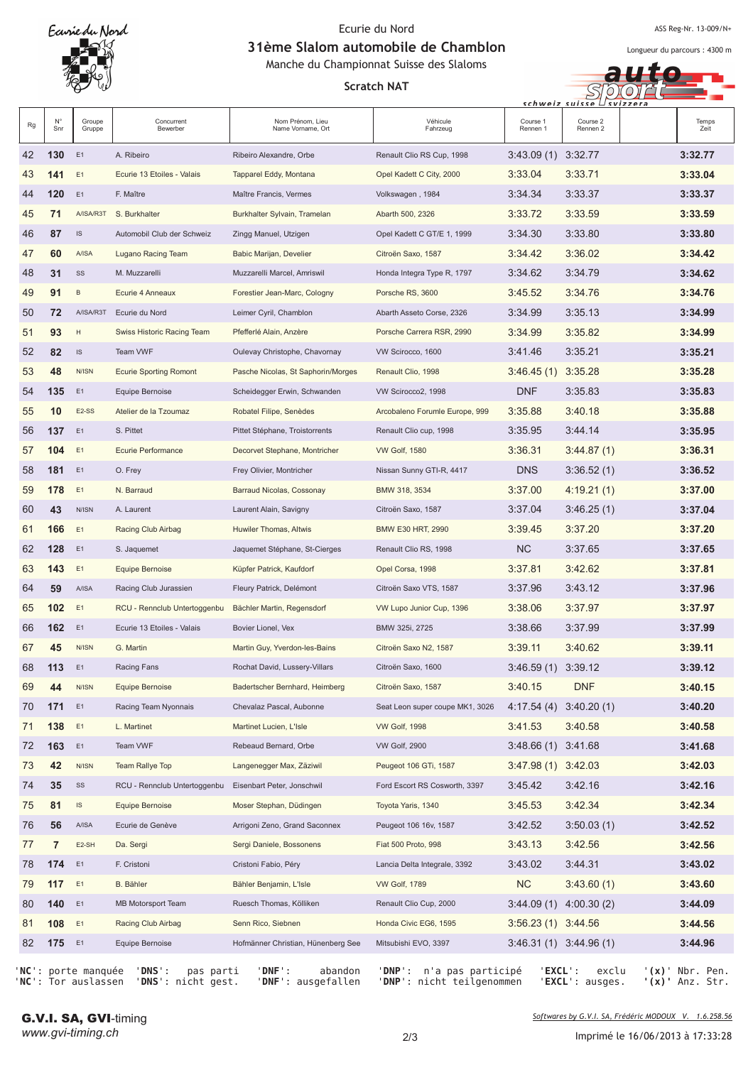Ecurie du Nord

# 31ème Slalom automobile de Chamblon

Manche du Championnat Suisse des Slaloms

## Scratch NAT

ASS Reg-Nr. 13-009/N+

Longueur du parcours : 4300 m

| Rg | N° Snr | Groupe Gruppe | Concurrent Bewerber | Nom Prénom, Lieu Name Vorname, Ort | Véhicule Fahrzeug | Course 1 Rennen 1 | Course 2 Rennen 2 | Temps Zeit |
|---|---|---|---|---|---|---|---|---|
| 42 | 130 | E1 | A. Ribeiro | Ribeiro Alexandre, Orbe | Renault Clio RS Cup, 1998 | 3:43.09 (1) | 3:32.77 | 3:32.77 |
| 43 | 141 | E1 | Ecurie 13 Etoiles - Valais | Tapparel Eddy, Montana | Opel Kadett C City, 2000 | 3:33.04 | 3:33.71 | 3:33.04 |
| 44 | 120 | E1 | F. Maître | Maître Francis, Vermes | Volkswagen , 1984 | 3:34.34 | 3:33.37 | 3:33.37 |
| 45 | 71 | A/ISA/R3T | S. Burkhalter | Burkhalter Sylvain, Tramelan | Abarth 500, 2326 | 3:33.72 | 3:33.59 | 3:33.59 |
| 46 | 87 | IS | Automobil Club der Schweiz | Zingg Manuel, Utzigen | Opel Kadett C GT/E 1, 1999 | 3:34.30 | 3:33.80 | 3:33.80 |
| 47 | 60 | A/ISA | Lugano Racing Team | Babic Marijan, Develier | Citroën Saxo, 1587 | 3:34.42 | 3:36.02 | 3:34.42 |
| 48 | 31 | SS | M. Muzzarelli | Muzzarelli Marcel, Amriswil | Honda Integra Type R, 1797 | 3:34.62 | 3:34.79 | 3:34.62 |
| 49 | 91 | B | Ecurie 4 Anneaux | Forestier Jean-Marc, Cologny | Porsche RS, 3600 | 3:45.52 | 3:34.76 | 3:34.76 |
| 50 | 72 | A/ISA/R3T | Ecurie du Nord | Leimer Cyril, Chamblon | Abarth Asseto Corse, 2326 | 3:34.99 | 3:35.13 | 3:34.99 |
| 51 | 93 | H | Swiss Historic Racing Team | Pfefferlé Alain, Anzère | Porsche Carrera RSR, 2990 | 3:34.99 | 3:35.82 | 3:34.99 |
| 52 | 82 | IS | Team VWF | Oulevay Christophe, Chavornay | VW Scirocco, 1600 | 3:41.46 | 3:35.21 | 3:35.21 |
| 53 | 48 | N/ISN | Ecurie Sporting Romont | Pasche Nicolas, St Saphorin/Morges | Renault Clio, 1998 | 3:46.45 (1) | 3:35.28 | 3:35.28 |
| 54 | 135 | E1 | Equipe Bernoise | Scheidegger Erwin, Schwanden | VW Scirocco2, 1998 | DNF | 3:35.83 | 3:35.83 |
| 55 | 10 | E2-SS | Atelier de la Tzoumaz | Robatel Filipe, Senèdes | Arcobaleno Forumle Europe, 999 | 3:35.88 | 3:40.18 | 3:35.88 |
| 56 | 137 | E1 | S. Pittet | Pittet Stéphane, Troistorrents | Renault Clio cup, 1998 | 3:35.95 | 3:44.14 | 3:35.95 |
| 57 | 104 | E1 | Ecurie Performance | Decorvet Stephane, Montricher | VW Golf, 1580 | 3:36.31 | 3:44.87 (1) | 3:36.31 |
| 58 | 181 | E1 | O. Frey | Frey Olivier, Montricher | Nissan Sunny GTI-R, 4417 | DNS | 3:36.52 (1) | 3:36.52 |
| 59 | 178 | E1 | N. Barraud | Barraud Nicolas, Cossonay | BMW 318, 3534 | 3:37.00 | 4:19.21 (1) | 3:37.00 |
| 60 | 43 | N/ISN | A. Laurent | Laurent Alain, Savigny | Citroën Saxo, 1587 | 3:37.04 | 3:46.25 (1) | 3:37.04 |
| 61 | 166 | E1 | Racing Club Airbag | Huwiler Thomas, Altwis | BMW E30 HRT, 2990 | 3:39.45 | 3:37.20 | 3:37.20 |
| 62 | 128 | E1 | S. Jaquemet | Jaquemet Stéphane, St-Cierges | Renault Clio RS, 1998 | NC | 3:37.65 | 3:37.65 |
| 63 | 143 | E1 | Equipe Bernoise | Küpfer Patrick, Kaufdorf | Opel Corsa, 1998 | 3:37.81 | 3:42.62 | 3:37.81 |
| 64 | 59 | A/ISA | Racing Club Jurassien | Fleury Patrick, Delémont | Citroën Saxo VTS, 1587 | 3:37.96 | 3:43.12 | 3:37.96 |
| 65 | 102 | E1 | RCU - Rennclub Untertoggenbu | Bächler Martin, Regensdorf | VW Lupo Junior Cup, 1396 | 3:38.06 | 3:37.97 | 3:37.97 |
| 66 | 162 | E1 | Ecurie 13 Etoiles - Valais | Bovier Lionel, Vex | BMW 325i, 2725 | 3:38.66 | 3:37.99 | 3:37.99 |
| 67 | 45 | N/ISN | G. Martin | Martin Guy, Yverdon-les-Bains | Citroën Saxo N2, 1587 | 3:39.11 | 3:40.62 | 3:39.11 |
| 68 | 113 | E1 | Racing Fans | Rochat David, Lussery-Villars | Citroën Saxo, 1600 | 3:46.59 (1) | 3:39.12 | 3:39.12 |
| 69 | 44 | N/ISN | Equipe Bernoise | Badertscher Bernhard, Heimberg | Citroën Saxo, 1587 | 3:40.15 | DNF | 3:40.15 |
| 70 | 171 | E1 | Racing Team Nyonnais | Chevalaz Pascal, Aubonne | Seat Leon super coupe MK1, 3026 | 4:17.54 (4) | 3:40.20 (1) | 3:40.20 |
| 71 | 138 | E1 | L. Martinet | Martinet Lucien, L'Isle | VW Golf, 1998 | 3:41.53 | 3:40.58 | 3:40.58 |
| 72 | 163 | E1 | Team VWF | Rebeaud Bernard, Orbe | VW Golf, 2900 | 3:48.66 (1) | 3:41.68 | 3:41.68 |
| 73 | 42 | N/ISN | Team Rallye Top | Langenegger Max, Zäziwil | Peugeot 106 GTi, 1587 | 3:47.98 (1) | 3:42.03 | 3:42.03 |
| 74 | 35 | SS | RCU - Rennclub Untertoggenbu | Eisenbart Peter, Jonschwil | Ford Escort RS Cosworth, 3397 | 3:45.42 | 3:42.16 | 3:42.16 |
| 75 | 81 | IS | Equipe Bernoise | Moser Stephan, Düdingen | Toyota Yaris, 1340 | 3:45.53 | 3:42.34 | 3:42.34 |
| 76 | 56 | A/ISA | Ecurie de Genève | Arrigoni Zeno, Grand Saconnex | Peugeot 106 16v, 1587 | 3:42.52 | 3:50.03 (1) | 3:42.52 |
| 77 | 7 | E2-SH | Da. Sergi | Sergi Daniele, Bossonens | Fiat 500 Proto, 998 | 3:43.13 | 3:42.56 | 3:42.56 |
| 78 | 174 | E1 | F. Cristoni | Cristoni Fabio, Péry | Lancia Delta Integrale, 3392 | 3:43.02 | 3:44.31 | 3:43.02 |
| 79 | 117 | E1 | B. Bähler | Bähler Benjamin, L'Isle | VW Golf, 1789 | NC | 3:43.60 (1) | 3:43.60 |
| 80 | 140 | E1 | MB Motorsport Team | Ruesch Thomas, Kölliken | Renault Clio Cup, 2000 | 3:44.09 (1) | 4:00.30 (2) | 3:44.09 |
| 81 | 108 | E1 | Racing Club Airbag | Senn Rico, Siebnen | Honda Civic EG6, 1595 | 3:56.23 (1) | 3:44.56 | 3:44.56 |
| 82 | 175 | E1 | Equipe Bernoise | Hofmänner Christian, Hünenberg See | Mitsubishi EVO, 3397 | 3:46.31 (1) | 3:44.96 (1) | 3:44.96 |

'NC': porte manquée 'DNS': pas parti 'DNF': abandon 'DNP': n'a pas participé 'EXCL': exclu '(x)' Nbr. Pen.
'NC': Tor auslassen 'DNS': nicht gest. 'DNF': ausgefallen 'DNP': nicht teilgenommen 'EXCL': ausges. '(x)' Anz. Str.

G.V.I. SA, GVI-timing
www.gvi-timing.ch

Softwares by G.V.I. SA, Frédéric MODOUX V. 1.6.258.56

Imprimé le 16/06/2013 à 17:33:28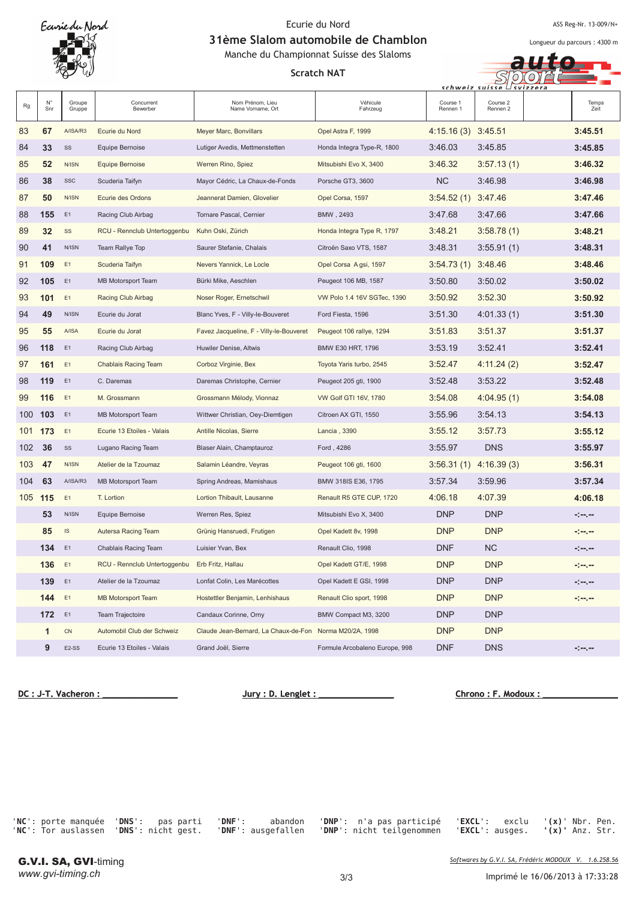Ecurie du Nord

# 31ème Slalom automobile de Chamblon

Manche du Championnat Suisse des Slaloms

## Scratch NAT

ASS Reg-Nr. 13-009/N+

Longueur du parcours : 4300 m

| Rg | N° Snr | Groupe Gruppe | Concurrent Bewerber | Nom Prénom, Lieu Name Vorname, Ort | Véhicule Fahrzeug | Course 1 Rennen 1 | Course 2 Rennen 2 | Temps Zeit |
|---|---|---|---|---|---|---|---|---|
| 83 | 67 | A/ISA/R3 | Ecurie du Nord | Meyer Marc, Bonvillars | Opel Astra F, 1999 | 4:15.16 (3) | 3:45.51 | 3:45.51 |
| 84 | 33 | SS | Equipe Bernoise | Lutiger Avedis, Mettmenstetten | Honda Integra Type-R, 1800 | 3:46.03 | 3:45.85 | 3:45.85 |
| 85 | 52 | N/ISN | Equipe Bernoise | Werren Rino, Spiez | Mitsubishi Evo X, 3400 | 3:46.32 | 3:57.13 (1) | 3:46.32 |
| 86 | 38 | SSC | Scuderia Taifyn | Mayor Cédric, La Chaux-de-Fonds | Porsche GT3, 3600 | NC | 3:46.98 | 3:46.98 |
| 87 | 50 | N/ISN | Ecurie des Ordons | Jeannerat Damien, Glovelier | Opel Corsa, 1597 | 3:54.52 (1) | 3:47.46 | 3:47.46 |
| 88 | 155 | E1 | Racing Club Airbag | Tornare Pascal, Cernier | BMW , 2493 | 3:47.68 | 3:47.66 | 3:47.66 |
| 89 | 32 | SS | RCU - Rennclub Untertoggenbu | Kuhn Oski, Zürich | Honda Integra Type R, 1797 | 3:48.21 | 3:58.78 (1) | 3:48.21 |
| 90 | 41 | N/ISN | Team Rallye Top | Saurer Stefanie, Chalais | Citroën Saxo VTS, 1587 | 3:48.31 | 3:55.91 (1) | 3:48.31 |
| 91 | 109 | E1 | Scuderia Taifyn | Nevers Yannick, Le Locle | Opel Corsa A gsi, 1597 | 3:54.73 (1) | 3:48.46 | 3:48.46 |
| 92 | 105 | E1 | MB Motorsport Team | Bürki Mike, Aeschlen | Peugeot 106 MB, 1587 | 3:50.80 | 3:50.02 | 3:50.02 |
| 93 | 101 | E1 | Racing Club Airbag | Noser Roger, Ernetschwil | VW Polo 1.4 16V SGTec, 1390 | 3:50.92 | 3:52.30 | 3:50.92 |
| 94 | 49 | N/ISN | Ecurie du Jorat | Blanc Yves, F - Villy-le-Bouveret | Ford Fiesta, 1596 | 3:51.30 | 4:01.33 (1) | 3:51.30 |
| 95 | 55 | A/ISA | Ecurie du Jorat | Favez Jacqueline, F - Villy-le-Bouveret | Peugeot 106 rallye, 1294 | 3:51.83 | 3:51.37 | 3:51.37 |
| 96 | 118 | E1 | Racing Club Airbag | Huwiler Denise, Altwis | BMW E30 HRT, 1796 | 3:53.19 | 3:52.41 | 3:52.41 |
| 97 | 161 | E1 | Chablais Racing Team | Corboz Virginie, Bex | Toyota Yaris turbo, 2545 | 3:52.47 | 4:11.24 (2) | 3:52.47 |
| 98 | 119 | E1 | C. Daremas | Daremas Christophe, Cernier | Peugeot 205 gti, 1900 | 3:52.48 | 3:53.22 | 3:52.48 |
| 99 | 116 | E1 | M. Grossmann | Grossmann Mélody, Vionnaz | VW Golf GTI 16V, 1780 | 3:54.08 | 4:04.95 (1) | 3:54.08 |
| 100 | 103 | E1 | MB Motorsport Team | Wittwer Christian, Oey-Diemtigen | Citroen AX GTI, 1550 | 3:55.96 | 3:54.13 | 3:54.13 |
| 101 | 173 | E1 | Ecurie 13 Etoiles - Valais | Antille Nicolas, Sierre | Lancia , 3390 | 3:55.12 | 3:57.73 | 3:55.12 |
| 102 | 36 | SS | Lugano Racing Team | Blaser Alain, Champtauroz | Ford , 4286 | 3:55.97 | DNS | 3:55.97 |
| 103 | 47 | N/ISN | Atelier de la Tzoumaz | Salamin Léandre, Veyras | Peugeot 106 gti, 1600 | 3:56.31 (1) | 4:16.39 (3) | 3:56.31 |
| 104 | 63 | A/ISA/R3 | MB Motorsport Team | Spring Andreas, Mamishaus | BMW 318IS E36, 1795 | 3:57.34 | 3:59.96 | 3:57.34 |
| 105 | 115 | E1 | T. Lortion | Lortion Thibault, Lausanne | Renault R5 GTE CUP, 1720 | 4:06.18 | 4:07.39 | 4:06.18 |
| | 53 | N/ISN | Equipe Bernoise | Werren Res, Spiez | Mitsubishi Evo X, 3400 | DNP | DNP | -:--.-- |
| | 85 | IS | Autersa Racing Team | Grünig Hansruedi, Frutigen | Opel Kadett 8v, 1998 | DNP | DNP | -:--.-- |
| | 134 | E1 | Chablais Racing Team | Luisier Yvan, Bex | Renault Clio, 1998 | DNF | NC | -:--.-- |
| | 136 | E1 | RCU - Rennclub Untertoggenbu | Erb Fritz, Hallau | Opel Kadett GT/E, 1998 | DNP | DNP | -:--.-- |
| | 139 | E1 | Atelier de la Tzoumaz | Lonfat Colin, Les Marécottes | Opel Kadett E GSI, 1998 | DNP | DNP | -:--.-- |
| | 144 | E1 | MB Motorsport Team | Hostettler Benjamin, Lenhishaus | Renault Clio sport, 1998 | DNP | DNP | -:--.-- |
| | 172 | E1 | Team Trajectoire | Candaux Corinne, Orny | BMW Compact M3, 3200 | DNP | DNP | |
| | 1 | CN | Automobil Club der Schweiz | Claude Jean-Bernard, La Chaux-de-Fon | Norma M20/2A, 1998 | DNP | DNP | |
| | 9 | E2-SS | Ecurie 13 Etoiles - Valais | Grand Joël, Sierre | Formule Arcobaleno Europe, 998 | DNF | DNS | -:--.-- |

**DC : J-T. Vacheron : ______________** **Jury : D. Lenglet : ______________** **Chrono : F. Modoux : ______________**

'NC': porte manquée / 'NC': Tor auslassen — 'DNS': pas parti / 'DNS': nicht gest. — 'DNF': abandon / 'DNF': ausgefallen — 'DNP': n'a pas participé / 'DNP': nicht teilgenommen — 'EXCL': exclu / 'EXCL': ausges. — '(x)' Nbr. Pen. / '(x)' Anz. Str.

G.V.I. SA, GVI-timing
www.gvi-timing.ch

Softwares by G.V.I. SA, Frédéric MODOUX V. 1.6.258.56

Imprimé le 16/06/2013 à 17:33:28